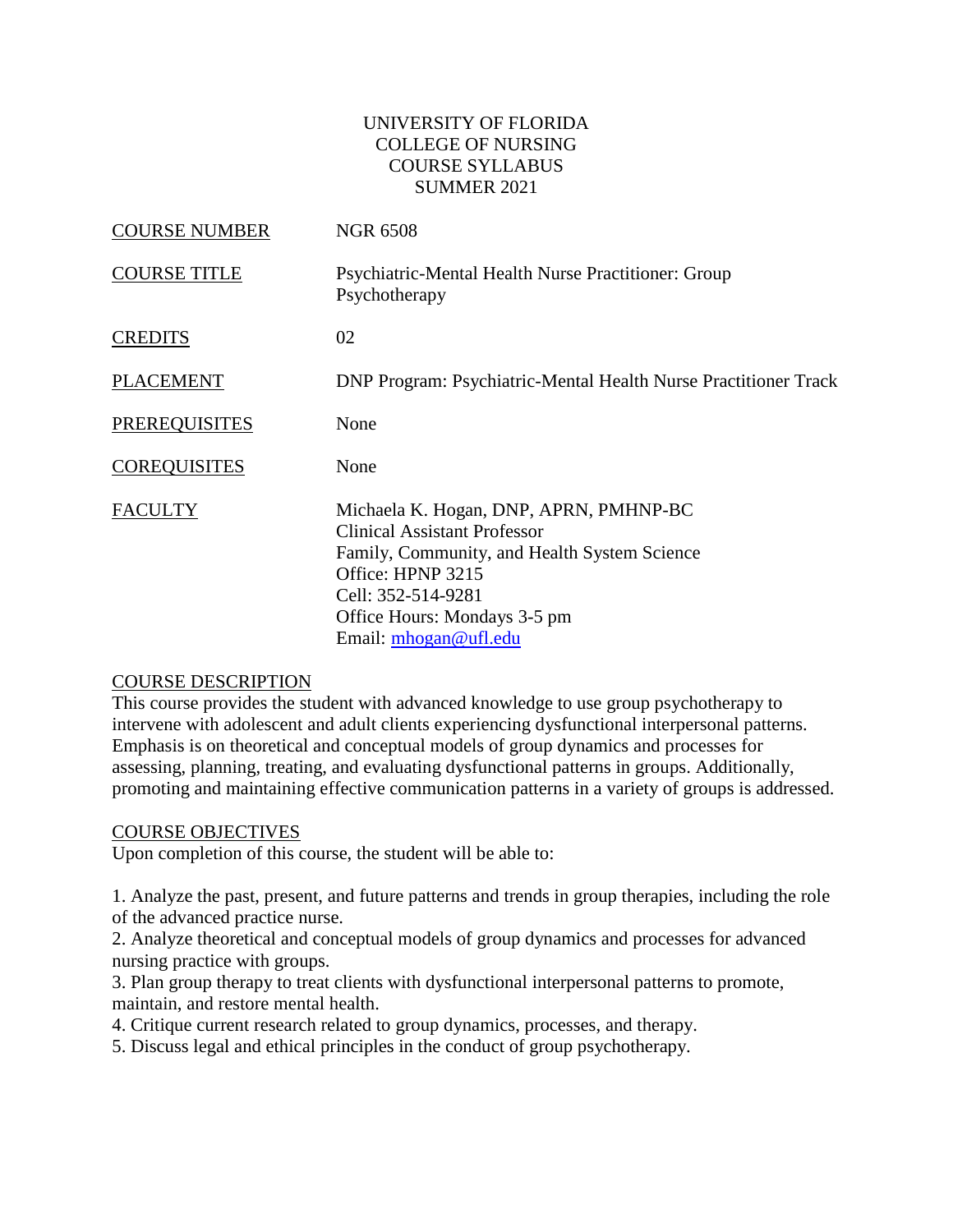# UNIVERSITY OF FLORIDA
## COLLEGE OF NURSING
## COURSE SYLLABUS
## SUMMER 2021

| | |
|---|---|
| COURSE NUMBER | NGR 6508 |
| COURSE TITLE | Psychiatric-Mental Health Nurse Practitioner: Group Psychotherapy |
| CREDITS | 02 |
| PLACEMENT | DNP Program: Psychiatric-Mental Health Nurse Practitioner Track |
| PREREQUISITES | None |
| COREQUISITES | None |
| FACULTY | Michaela K. Hogan, DNP, APRN, PMHNP-BC<br>Clinical Assistant Professor<br>Family, Community, and Health System Science<br>Office: HPNP 3215<br>Cell: 352-514-9281<br>Office Hours: Mondays 3-5 pm<br>Email: mhogan@ufl.edu |

## COURSE DESCRIPTION

This course provides the student with advanced knowledge to use group psychotherapy to intervene with adolescent and adult clients experiencing dysfunctional interpersonal patterns. Emphasis is on theoretical and conceptual models of group dynamics and processes for assessing, planning, treating, and evaluating dysfunctional patterns in groups. Additionally, promoting and maintaining effective communication patterns in a variety of groups is addressed.

## COURSE OBJECTIVES

Upon completion of this course, the student will be able to:

1. Analyze the past, present, and future patterns and trends in group therapies, including the role of the advanced practice nurse.
2. Analyze theoretical and conceptual models of group dynamics and processes for advanced nursing practice with groups.
3. Plan group therapy to treat clients with dysfunctional interpersonal patterns to promote, maintain, and restore mental health.
4. Critique current research related to group dynamics, processes, and therapy.
5. Discuss legal and ethical principles in the conduct of group psychotherapy.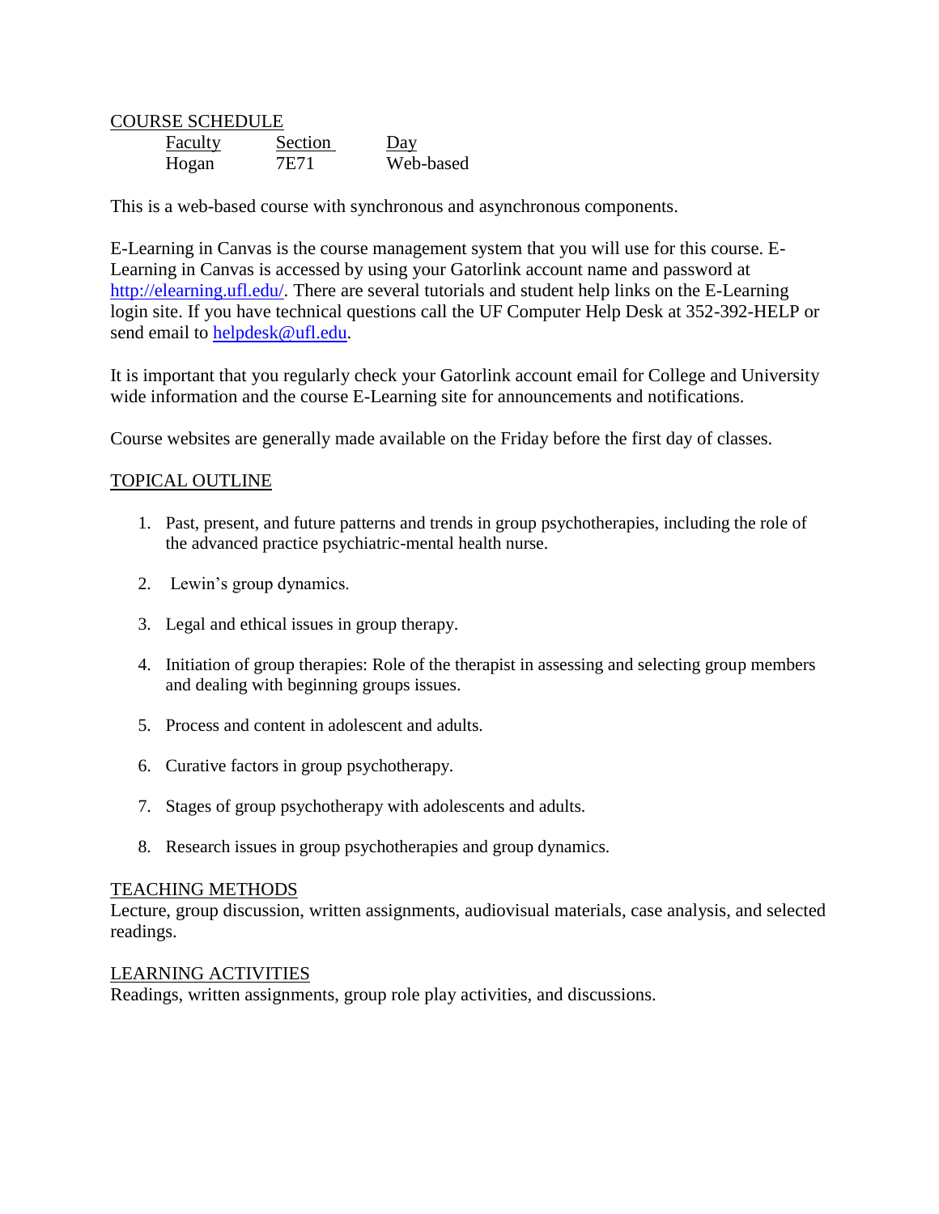## COURSE SCHEDULE

| Faculty | Section | Day |
|---|---|---|
| Hogan | 7E71 | Web-based |

This is a web-based course with synchronous and asynchronous components.

E-Learning in Canvas is the course management system that you will use for this course. E-Learning in Canvas is accessed by using your Gatorlink account name and password at http://elearning.ufl.edu/. There are several tutorials and student help links on the E-Learning login site. If you have technical questions call the UF Computer Help Desk at 352-392-HELP or send email to helpdesk@ufl.edu.

It is important that you regularly check your Gatorlink account email for College and University wide information and the course E-Learning site for announcements and notifications.

Course websites are generally made available on the Friday before the first day of classes.

## TOPICAL OUTLINE

1. Past, present, and future patterns and trends in group psychotherapies, including the role of the advanced practice psychiatric-mental health nurse.
2. Lewin's group dynamics.
3. Legal and ethical issues in group therapy.
4. Initiation of group therapies: Role of the therapist in assessing and selecting group members and dealing with beginning groups issues.
5. Process and content in adolescent and adults.
6. Curative factors in group psychotherapy.
7. Stages of group psychotherapy with adolescents and adults.
8. Research issues in group psychotherapies and group dynamics.

## TEACHING METHODS

Lecture, group discussion, written assignments, audiovisual materials, case analysis, and selected readings.

## LEARNING ACTIVITIES

Readings, written assignments, group role play activities, and discussions.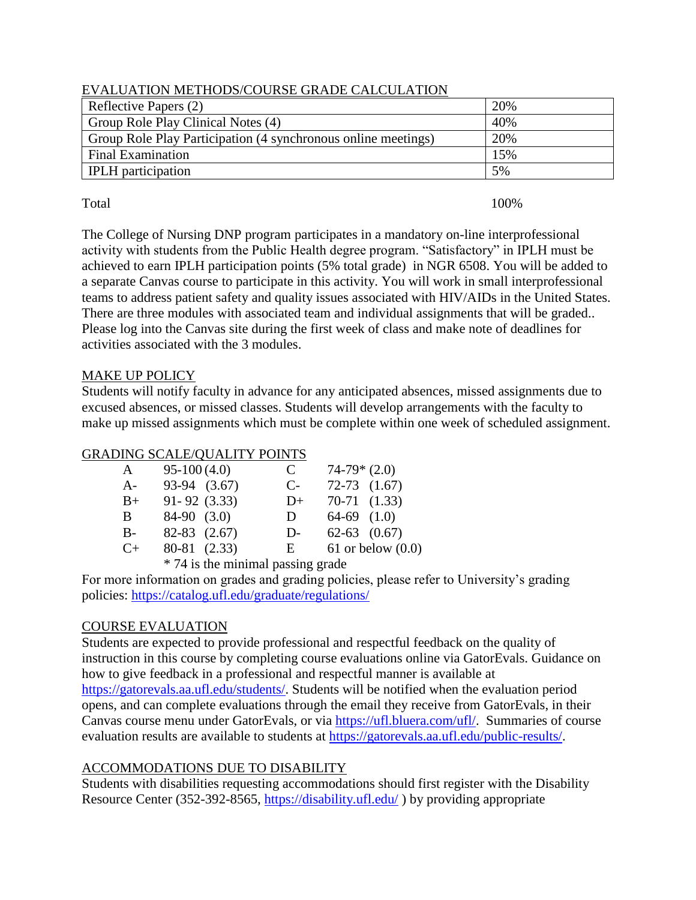## EVALUATION METHODS/COURSE GRADE CALCULATION

| | |
|---|---|
| Reflective Papers (2) | 20% |
| Group Role Play Clinical Notes (4) | 40% |
| Group Role Play Participation (4 synchronous online meetings) | 20% |
| Final Examination | 15% |
| IPLH participation | 5% |

Total 100%

The College of Nursing DNP program participates in a mandatory on-line interprofessional activity with students from the Public Health degree program. "Satisfactory" in IPLH must be achieved to earn IPLH participation points (5% total grade) in NGR 6508. You will be added to a separate Canvas course to participate in this activity. You will work in small interprofessional teams to address patient safety and quality issues associated with HIV/AIDs in the United States. There are three modules with associated team and individual assignments that will be graded.. Please log into the Canvas site during the first week of class and make note of deadlines for activities associated with the 3 modules.

## MAKE UP POLICY

Students will notify faculty in advance for any anticipated absences, missed assignments due to excused absences, or missed classes. Students will develop arrangements with the faculty to make up missed assignments which must be complete within one week of scheduled assignment.

## GRADING SCALE/QUALITY POINTS

| | | | |
|---|---|---|---|
| A | 95-100 (4.0) | C | 74-79* (2.0) |
| A- | 93-94 (3.67) | C- | 72-73 (1.67) |
| B+ | 91- 92 (3.33) | D+ | 70-71 (1.33) |
| B | 84-90 (3.0) | D | 64-69 (1.0) |
| B- | 82-83 (2.67) | D- | 62-63 (0.67) |
| C+ | 80-81 (2.33) | E | 61 or below (0.0) |

\* 74 is the minimal passing grade

For more information on grades and grading policies, please refer to University's grading policies: https://catalog.ufl.edu/graduate/regulations/

## COURSE EVALUATION

Students are expected to provide professional and respectful feedback on the quality of instruction in this course by completing course evaluations online via GatorEvals. Guidance on how to give feedback in a professional and respectful manner is available at https://gatorevals.aa.ufl.edu/students/. Students will be notified when the evaluation period opens, and can complete evaluations through the email they receive from GatorEvals, in their Canvas course menu under GatorEvals, or via https://ufl.bluera.com/ufl/. Summaries of course evaluation results are available to students at https://gatorevals.aa.ufl.edu/public-results/.

## ACCOMMODATIONS DUE TO DISABILITY

Students with disabilities requesting accommodations should first register with the Disability Resource Center (352-392-8565, https://disability.ufl.edu/ ) by providing appropriate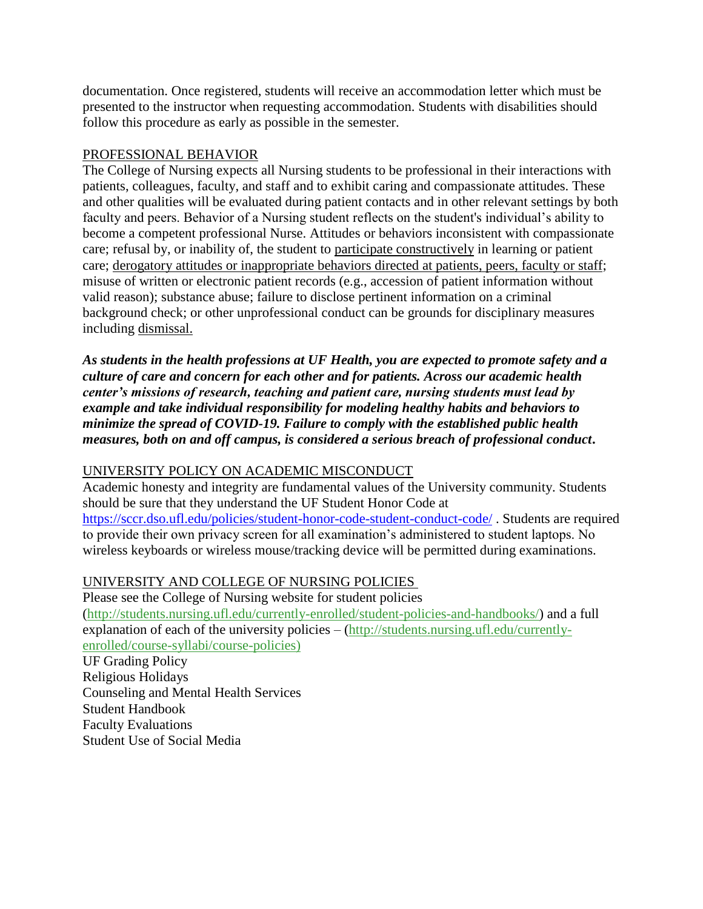documentation. Once registered, students will receive an accommodation letter which must be presented to the instructor when requesting accommodation. Students with disabilities should follow this procedure as early as possible in the semester.

## PROFESSIONAL BEHAVIOR

The College of Nursing expects all Nursing students to be professional in their interactions with patients, colleagues, faculty, and staff and to exhibit caring and compassionate attitudes. These and other qualities will be evaluated during patient contacts and in other relevant settings by both faculty and peers. Behavior of a Nursing student reflects on the student's individual's ability to become a competent professional Nurse. Attitudes or behaviors inconsistent with compassionate care; refusal by, or inability of, the student to participate constructively in learning or patient care; derogatory attitudes or inappropriate behaviors directed at patients, peers, faculty or staff; misuse of written or electronic patient records (e.g., accession of patient information without valid reason); substance abuse; failure to disclose pertinent information on a criminal background check; or other unprofessional conduct can be grounds for disciplinary measures including dismissal.

***As students in the health professions at UF Health, you are expected to promote safety and a culture of care and concern for each other and for patients. Across our academic health center's missions of research, teaching and patient care, nursing students must lead by example and take individual responsibility for modeling healthy habits and behaviors to minimize the spread of COVID-19. Failure to comply with the established public health measures, both on and off campus, is considered a serious breach of professional conduct.***

## UNIVERSITY POLICY ON ACADEMIC MISCONDUCT

Academic honesty and integrity are fundamental values of the University community. Students should be sure that they understand the UF Student Honor Code at https://sccr.dso.ufl.edu/policies/student-honor-code-student-conduct-code/ . Students are required to provide their own privacy screen for all examination's administered to student laptops. No wireless keyboards or wireless mouse/tracking device will be permitted during examinations.

## UNIVERSITY AND COLLEGE OF NURSING POLICIES

Please see the College of Nursing website for student policies (http://students.nursing.ufl.edu/currently-enrolled/student-policies-and-handbooks/) and a full explanation of each of the university policies – (http://students.nursing.ufl.edu/currently-enrolled/course-syllabi/course-policies)

UF Grading Policy
Religious Holidays
Counseling and Mental Health Services
Student Handbook
Faculty Evaluations
Student Use of Social Media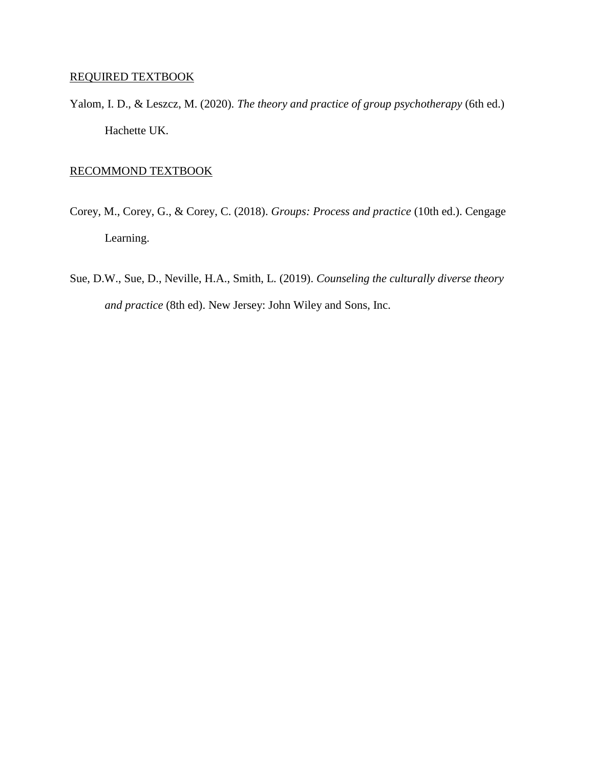REQUIRED TEXTBOOK

Yalom, I. D., & Leszcz, M. (2020). *The theory and practice of group psychotherapy* (6th ed.) Hachette UK.

RECOMMOND TEXTBOOK

Corey, M., Corey, G., & Corey, C. (2018). *Groups: Process and practice* (10th ed.). Cengage Learning.

Sue, D.W., Sue, D., Neville, H.A., Smith, L. (2019). *Counseling the culturally diverse theory and practice* (8th ed). New Jersey: John Wiley and Sons, Inc.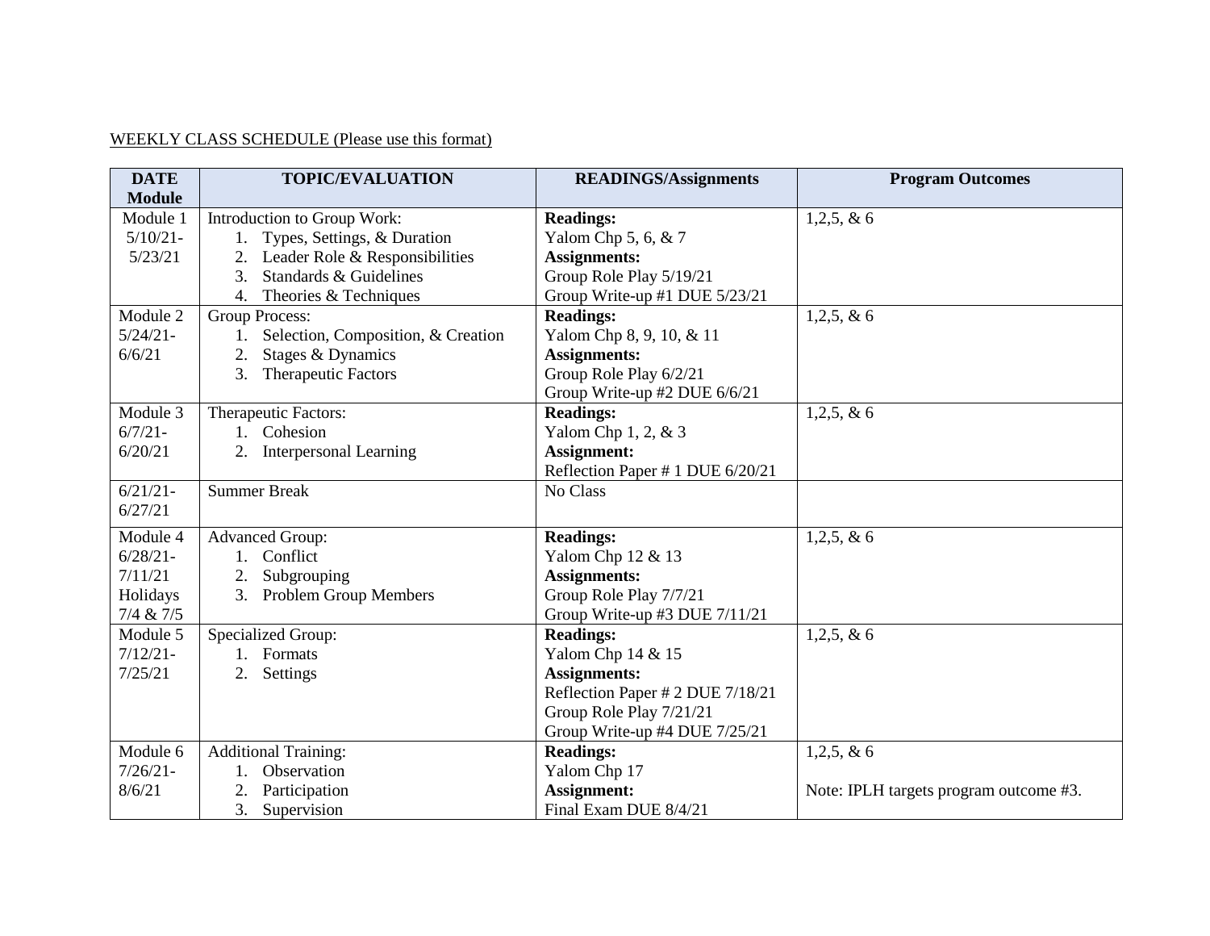WEEKLY CLASS SCHEDULE (Please use this format)

| DATE Module | TOPIC/EVALUATION | READINGS/Assignments | Program Outcomes |
|---|---|---|---|
| Module 1 5/10/21-5/23/21 | Introduction to Group Work:<br>1. Types, Settings, & Duration<br>2. Leader Role & Responsibilities<br>3. Standards & Guidelines<br>4. Theories & Techniques | **Readings:**<br>Yalom Chp 5, 6, & 7<br>**Assignments:**<br>Group Role Play 5/19/21<br>Group Write-up #1 DUE 5/23/21 | 1,2,5, & 6 |
| Module 2 5/24/21-6/6/21 | Group Process:<br>1. Selection, Composition, & Creation<br>2. Stages & Dynamics<br>3. Therapeutic Factors | **Readings:**<br>Yalom Chp 8, 9, 10, & 11<br>**Assignments:**<br>Group Role Play 6/2/21<br>Group Write-up #2 DUE 6/6/21 | 1,2,5, & 6 |
| Module 3 6/7/21-6/20/21 | Therapeutic Factors:<br>1. Cohesion<br>2. Interpersonal Learning | **Readings:**<br>Yalom Chp 1, 2, & 3<br>**Assignment:**<br>Reflection Paper # 1 DUE 6/20/21 | 1,2,5, & 6 |
| 6/21/21-6/27/21 | Summer Break | No Class | |
| Module 4 6/28/21-7/11/21 Holidays 7/4 & 7/5 | Advanced Group:<br>1. Conflict<br>2. Subgrouping<br>3. Problem Group Members | **Readings:**<br>Yalom Chp 12 & 13<br>**Assignments:**<br>Group Role Play 7/7/21<br>Group Write-up #3 DUE 7/11/21 | 1,2,5, & 6 |
| Module 5 7/12/21-7/25/21 | Specialized Group:<br>1. Formats<br>2. Settings | **Readings:**<br>Yalom Chp 14 & 15<br>**Assignments:**<br>Reflection Paper # 2 DUE 7/18/21<br>Group Role Play 7/21/21<br>Group Write-up #4 DUE 7/25/21 | 1,2,5, & 6 |
| Module 6 7/26/21-8/6/21 | Additional Training:<br>1. Observation<br>2. Participation<br>3. Supervision | **Readings:**<br>Yalom Chp 17<br>**Assignment:**<br>Final Exam DUE 8/4/21 | 1,2,5, & 6<br><br>Note: IPLH targets program outcome #3. |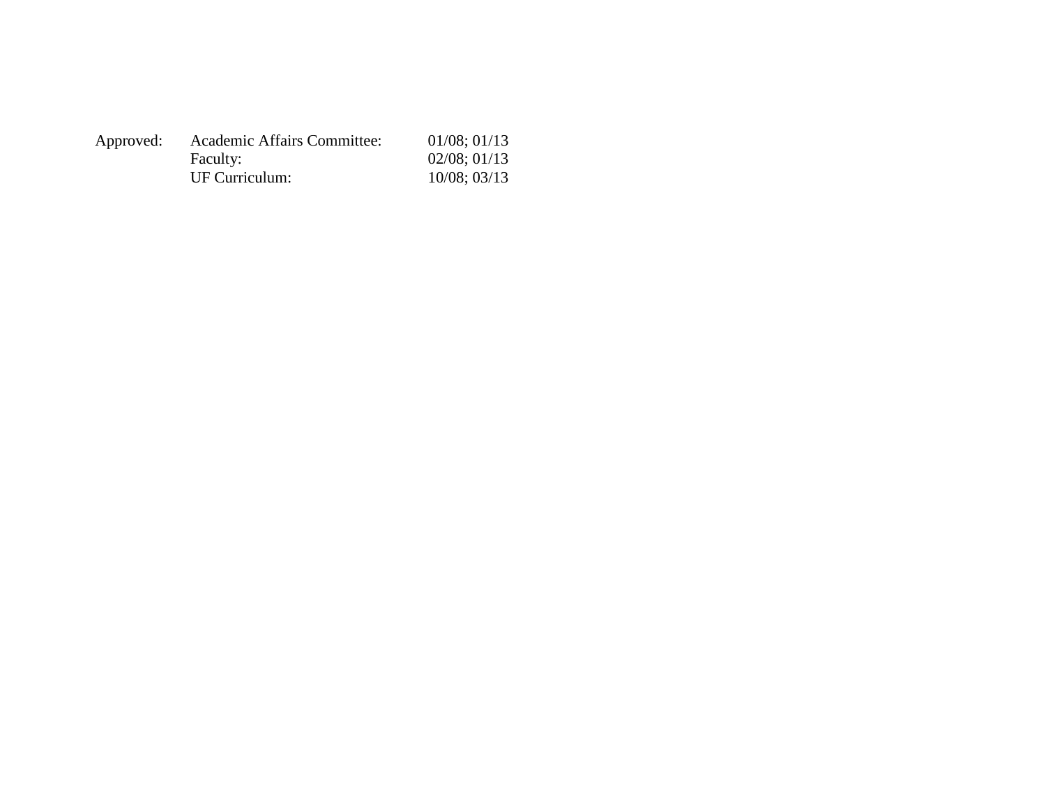| | | |
|---|---|---|
| Approved: | Academic Affairs Committee: | 01/08; 01/13 |
| | Faculty: | 02/08; 01/13 |
| | UF Curriculum: | 10/08; 03/13 |